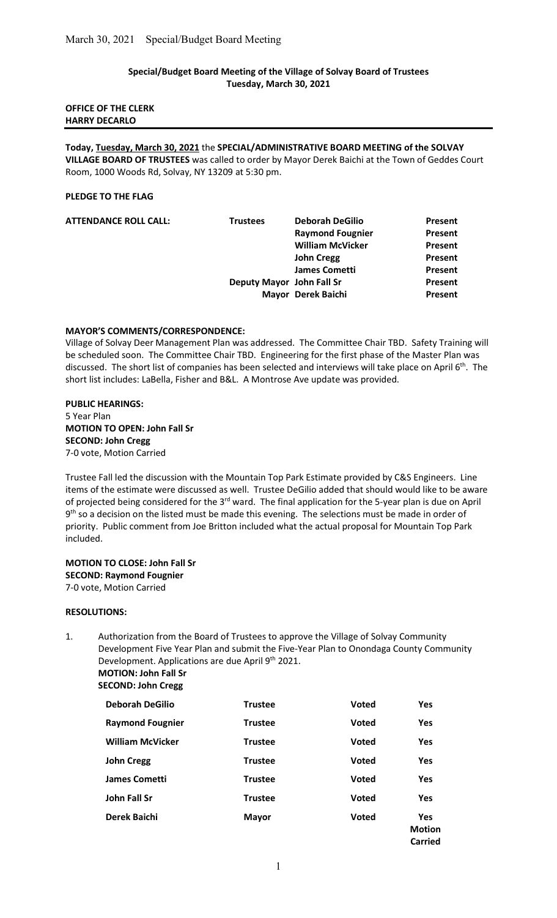**Special/Budget Board Meeting of the Village of Solvay Board of Trustees**
**Tuesday, March 30, 2021**

**OFFICE OF THE CLERK**
**HARRY DECARLO**

---

**Today, Tuesday, March 30, 2021** the **SPECIAL/ADMINISTRATIVE BOARD MEETING of the SOLVAY VILLAGE BOARD OF TRUSTEES** was called to order by Mayor Derek Baichi at the Town of Geddes Court Room, 1000 Woods Rd, Solvay, NY 13209 at 5:30 pm.

**PLEDGE TO THE FLAG**

| **ATTENDANCE ROLL CALL:** | **Trustees** | **Deborah DeGilio** | **Present** |
|---|---|---|---|
| | | **Raymond Fougnier** | **Present** |
| | | **William McVicker** | **Present** |
| | | **John Cregg** | **Present** |
| | | **James Cometti** | **Present** |
| | **Deputy Mayor** | **John Fall Sr** | **Present** |
| | **Mayor** | **Derek Baichi** | **Present** |

**MAYOR'S COMMENTS/CORRESPONDENCE:**

Village of Solvay Deer Management Plan was addressed. The Committee Chair TBD. Safety Training will be scheduled soon. The Committee Chair TBD. Engineering for the first phase of the Master Plan was discussed. The short list of companies has been selected and interviews will take place on April 6th. The short list includes: LaBella, Fisher and B&L. A Montrose Ave update was provided.

**PUBLIC HEARINGS:**

5 Year Plan
**MOTION TO OPEN: John Fall Sr**
**SECOND: John Cregg**
7-0 vote, Motion Carried

Trustee Fall led the discussion with the Mountain Top Park Estimate provided by C&S Engineers. Line items of the estimate were discussed as well. Trustee DeGilio added that should would like to be aware of projected being considered for the 3rd ward. The final application for the 5-year plan is due on April 9th so a decision on the listed must be made this evening. The selections must be made in order of priority. Public comment from Joe Britton included what the actual proposal for Mountain Top Park included.

**MOTION TO CLOSE: John Fall Sr**
**SECOND: Raymond Fougnier**
7-0 vote, Motion Carried

**RESOLUTIONS:**

1. Authorization from the Board of Trustees to approve the Village of Solvay Community Development Five Year Plan and submit the Five-Year Plan to Onondaga County Community Development. Applications are due April 9th 2021.
   **MOTION: John Fall Sr**
   **SECOND: John Cregg**

| | | | |
|---|---|---|---|
| **Deborah DeGilio** | **Trustee** | **Voted** | **Yes** |
| **Raymond Fougnier** | **Trustee** | **Voted** | **Yes** |
| **William McVicker** | **Trustee** | **Voted** | **Yes** |
| **John Cregg** | **Trustee** | **Voted** | **Yes** |
| **James Cometti** | **Trustee** | **Voted** | **Yes** |
| **John Fall Sr** | **Trustee** | **Voted** | **Yes** |
| **Derek Baichi** | **Mayor** | **Voted** | **Yes Motion Carried** |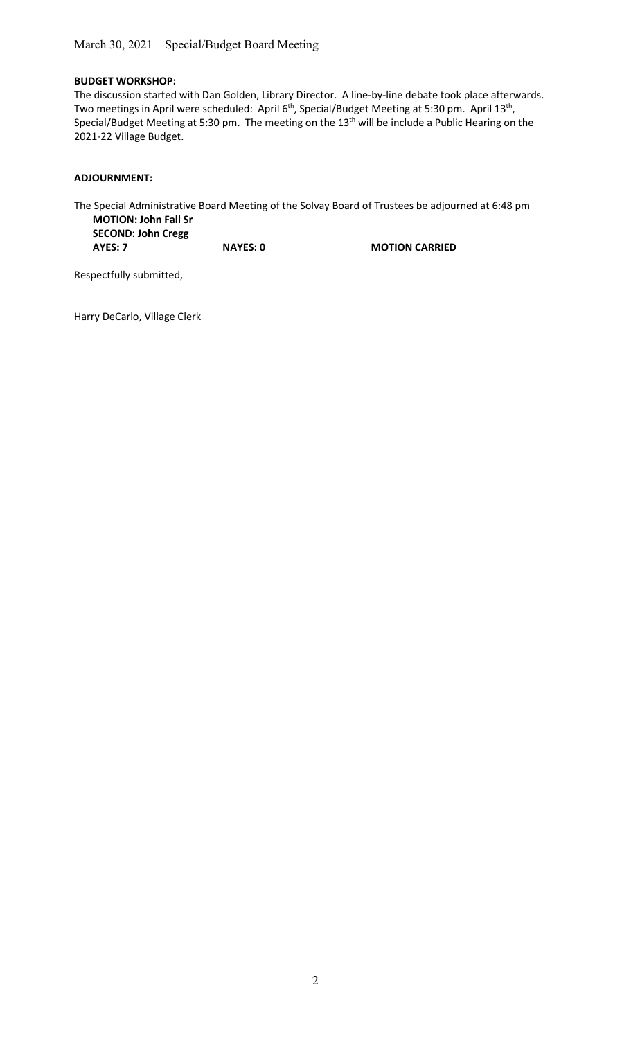**BUDGET WORKSHOP:**
The discussion started with Dan Golden, Library Director. A line-by-line debate took place afterwards. Two meetings in April were scheduled: April 6th, Special/Budget Meeting at 5:30 pm. April 13th, Special/Budget Meeting at 5:30 pm. The meeting on the 13th will be include a Public Hearing on the 2021-22 Village Budget.

**ADJOURNMENT:**

The Special Administrative Board Meeting of the Solvay Board of Trustees be adjourned at 6:48 pm

**MOTION: John Fall Sr**
**SECOND: John Cregg**
**AYES: 7** **NAYES: 0** **MOTION CARRIED**

Respectfully submitted,

Harry DeCarlo, Village Clerk